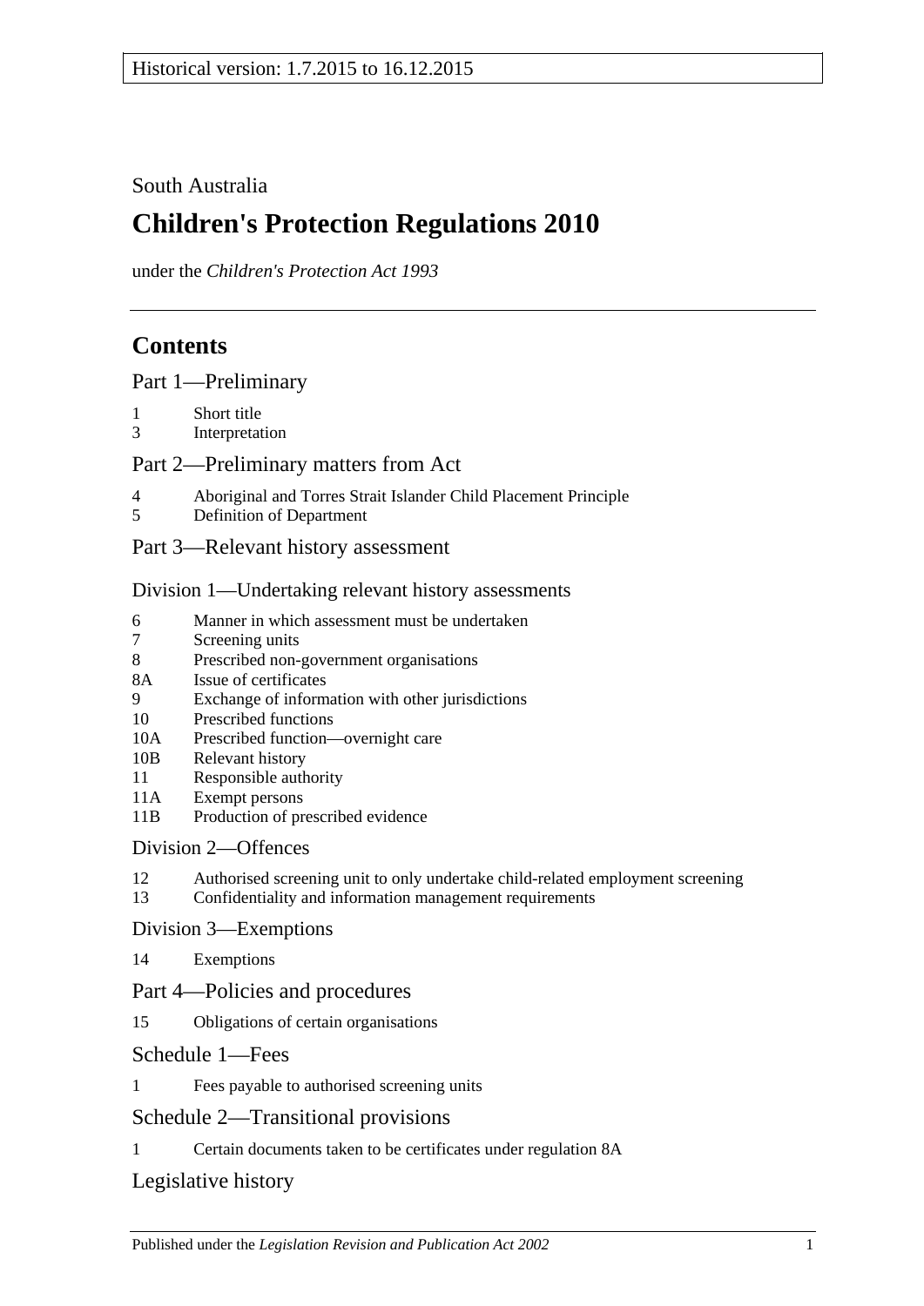Historical version: 1.7.2015 to 16.12.2015

South Australia

# Children's Protection Regulations 2010

under the *Children's Protection Act 1993*

## Contents

### Part 1—Preliminary

1 Short title
3 Interpretation

### Part 2—Preliminary matters from Act

4 Aboriginal and Torres Strait Islander Child Placement Principle
5 Definition of Department

### Part 3—Relevant history assessment

#### Division 1—Undertaking relevant history assessments

6 Manner in which assessment must be undertaken
7 Screening units
8 Prescribed non-government organisations
8A Issue of certificates
9 Exchange of information with other jurisdictions
10 Prescribed functions
10A Prescribed function—overnight care
10B Relevant history
11 Responsible authority
11A Exempt persons
11B Production of prescribed evidence

#### Division 2—Offences

12 Authorised screening unit to only undertake child-related employment screening
13 Confidentiality and information management requirements

#### Division 3—Exemptions

14 Exemptions

### Part 4—Policies and procedures

15 Obligations of certain organisations

### Schedule 1—Fees

1 Fees payable to authorised screening units

### Schedule 2—Transitional provisions

1 Certain documents taken to be certificates under regulation 8A

### Legislative history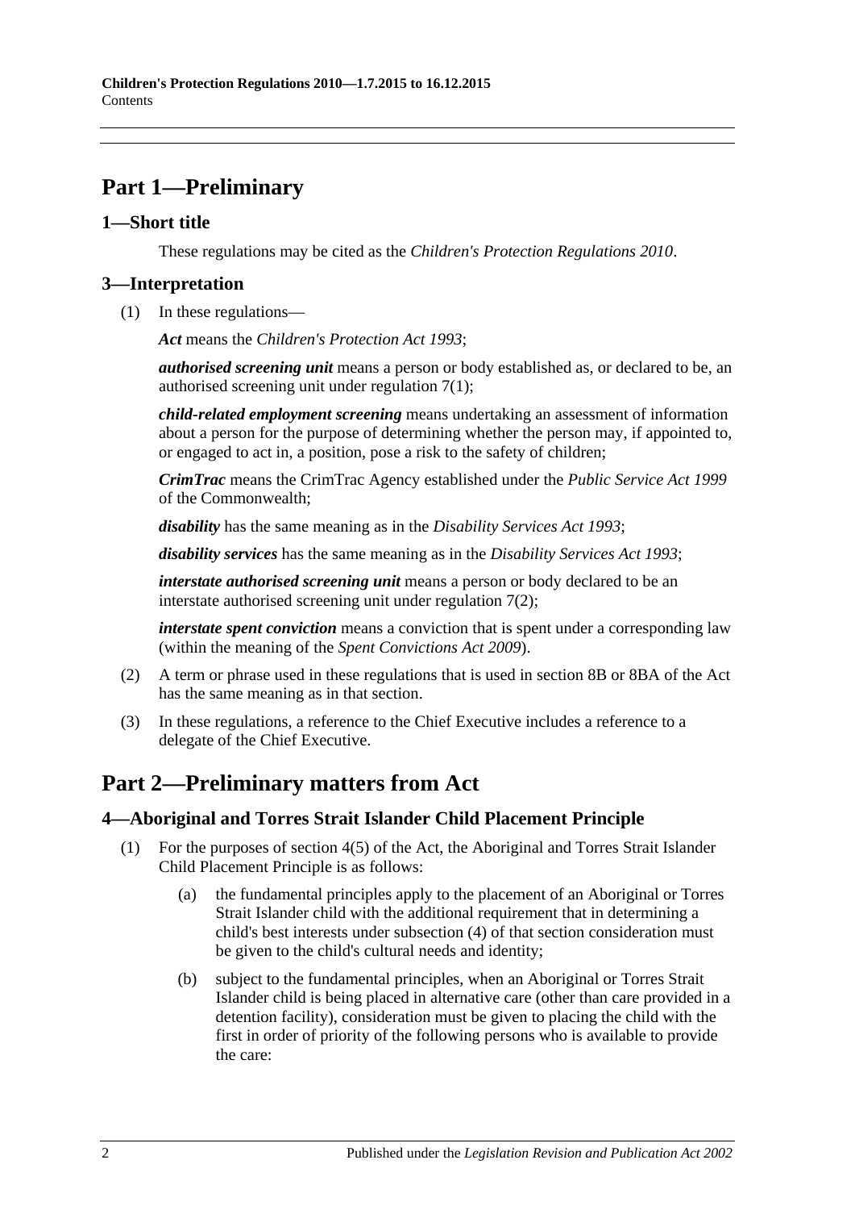# Part 1—Preliminary

## 1—Short title

These regulations may be cited as the *Children's Protection Regulations 2010*.

## 3—Interpretation

(1) In these regulations—

***Act*** means the *Children's Protection Act 1993*;

***authorised screening unit*** means a person or body established as, or declared to be, an authorised screening unit under regulation 7(1);

***child-related employment screening*** means undertaking an assessment of information about a person for the purpose of determining whether the person may, if appointed to, or engaged to act in, a position, pose a risk to the safety of children;

***CrimTrac*** means the CrimTrac Agency established under the *Public Service Act 1999* of the Commonwealth;

***disability*** has the same meaning as in the *Disability Services Act 1993*;

***disability services*** has the same meaning as in the *Disability Services Act 1993*;

***interstate authorised screening unit*** means a person or body declared to be an interstate authorised screening unit under regulation 7(2);

***interstate spent conviction*** means a conviction that is spent under a corresponding law (within the meaning of the *Spent Convictions Act 2009*).

(2) A term or phrase used in these regulations that is used in section 8B or 8BA of the Act has the same meaning as in that section.

(3) In these regulations, a reference to the Chief Executive includes a reference to a delegate of the Chief Executive.

# Part 2—Preliminary matters from Act

## 4—Aboriginal and Torres Strait Islander Child Placement Principle

(1) For the purposes of section 4(5) of the Act, the Aboriginal and Torres Strait Islander Child Placement Principle is as follows:

(a) the fundamental principles apply to the placement of an Aboriginal or Torres Strait Islander child with the additional requirement that in determining a child's best interests under subsection (4) of that section consideration must be given to the child's cultural needs and identity;

(b) subject to the fundamental principles, when an Aboriginal or Torres Strait Islander child is being placed in alternative care (other than care provided in a detention facility), consideration must be given to placing the child with the first in order of priority of the following persons who is available to provide the care: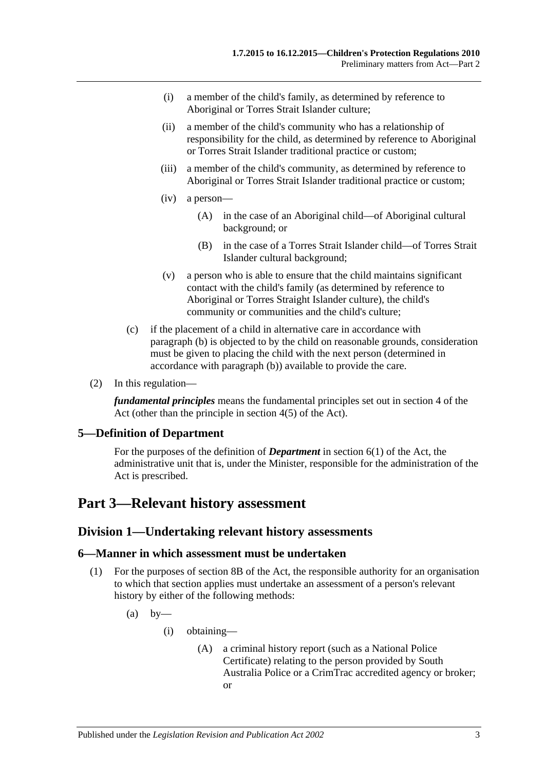(i) a member of the child's family, as determined by reference to Aboriginal or Torres Strait Islander culture;

(ii) a member of the child's community who has a relationship of responsibility for the child, as determined by reference to Aboriginal or Torres Strait Islander traditional practice or custom;

(iii) a member of the child's community, as determined by reference to Aboriginal or Torres Strait Islander traditional practice or custom;

(iv) a person—

(A) in the case of an Aboriginal child—of Aboriginal cultural background; or

(B) in the case of a Torres Strait Islander child—of Torres Strait Islander cultural background;

(v) a person who is able to ensure that the child maintains significant contact with the child's family (as determined by reference to Aboriginal or Torres Straight Islander culture), the child's community or communities and the child's culture;

(c) if the placement of a child in alternative care in accordance with paragraph (b) is objected to by the child on reasonable grounds, consideration must be given to placing the child with the next person (determined in accordance with paragraph (b)) available to provide the care.

(2) In this regulation—

***fundamental principles*** means the fundamental principles set out in section 4 of the Act (other than the principle in section 4(5) of the Act).

### 5—Definition of Department

For the purposes of the definition of ***Department*** in section 6(1) of the Act, the administrative unit that is, under the Minister, responsible for the administration of the Act is prescribed.

# Part 3—Relevant history assessment

## Division 1—Undertaking relevant history assessments

### 6—Manner in which assessment must be undertaken

(1) For the purposes of section 8B of the Act, the responsible authority for an organisation to which that section applies must undertake an assessment of a person's relevant history by either of the following methods:

(a) by—

(i) obtaining—

(A) a criminal history report (such as a National Police Certificate) relating to the person provided by South Australia Police or a CrimTrac accredited agency or broker; or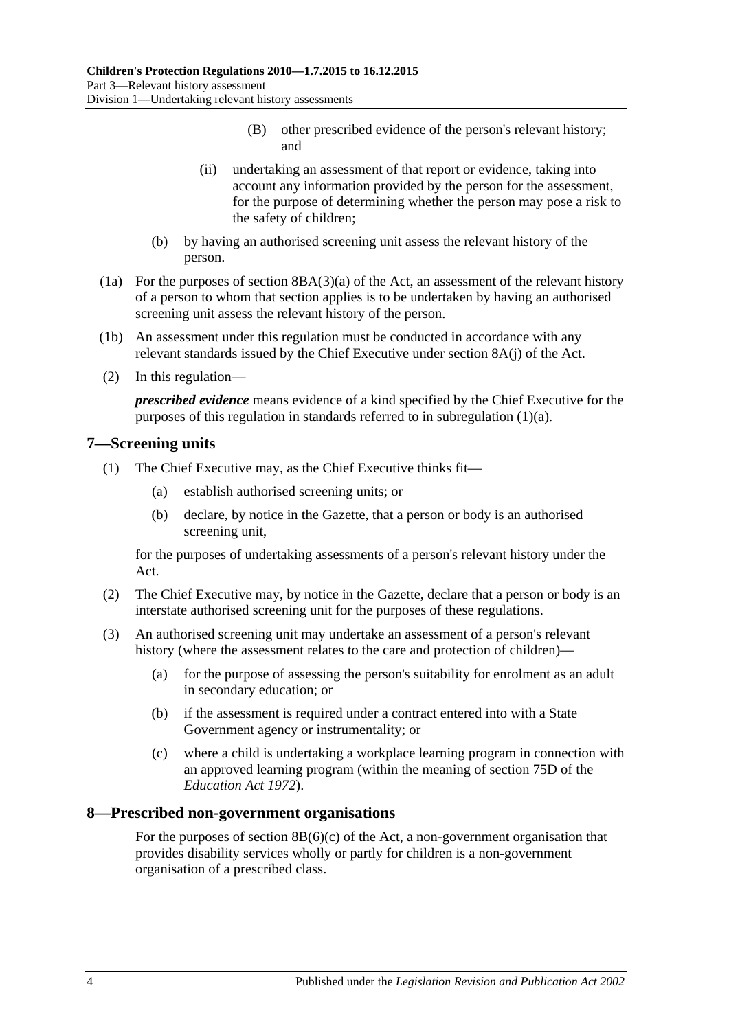(B) other prescribed evidence of the person's relevant history; and

(ii) undertaking an assessment of that report or evidence, taking into account any information provided by the person for the assessment, for the purpose of determining whether the person may pose a risk to the safety of children;

(b) by having an authorised screening unit assess the relevant history of the person.

(1a) For the purposes of section 8BA(3)(a) of the Act, an assessment of the relevant history of a person to whom that section applies is to be undertaken by having an authorised screening unit assess the relevant history of the person.

(1b) An assessment under this regulation must be conducted in accordance with any relevant standards issued by the Chief Executive under section 8A(j) of the Act.

(2) In this regulation—

***prescribed evidence*** means evidence of a kind specified by the Chief Executive for the purposes of this regulation in standards referred to in subregulation (1)(a).

## 7—Screening units

(1) The Chief Executive may, as the Chief Executive thinks fit—

(a) establish authorised screening units; or

(b) declare, by notice in the Gazette, that a person or body is an authorised screening unit,

for the purposes of undertaking assessments of a person's relevant history under the Act.

(2) The Chief Executive may, by notice in the Gazette, declare that a person or body is an interstate authorised screening unit for the purposes of these regulations.

(3) An authorised screening unit may undertake an assessment of a person's relevant history (where the assessment relates to the care and protection of children)—

(a) for the purpose of assessing the person's suitability for enrolment as an adult in secondary education; or

(b) if the assessment is required under a contract entered into with a State Government agency or instrumentality; or

(c) where a child is undertaking a workplace learning program in connection with an approved learning program (within the meaning of section 75D of the *Education Act 1972*).

## 8—Prescribed non-government organisations

For the purposes of section 8B(6)(c) of the Act, a non-government organisation that provides disability services wholly or partly for children is a non-government organisation of a prescribed class.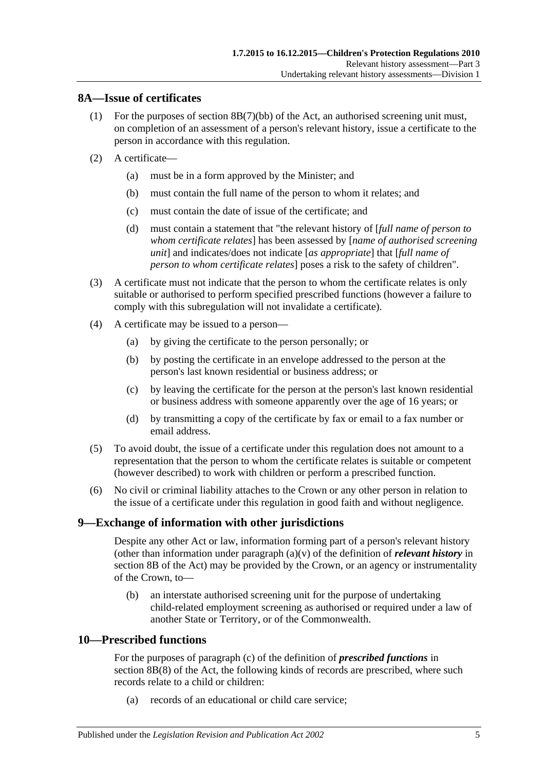## 8A—Issue of certificates

(1) For the purposes of section 8B(7)(bb) of the Act, an authorised screening unit must, on completion of an assessment of a person's relevant history, issue a certificate to the person in accordance with this regulation.

(2) A certificate—

(a) must be in a form approved by the Minister; and

(b) must contain the full name of the person to whom it relates; and

(c) must contain the date of issue of the certificate; and

(d) must contain a statement that "the relevant history of [*full name of person to whom certificate relates*] has been assessed by [*name of authorised screening unit*] and indicates/does not indicate [*as appropriate*] that [*full name of person to whom certificate relates*] poses a risk to the safety of children".

(3) A certificate must not indicate that the person to whom the certificate relates is only suitable or authorised to perform specified prescribed functions (however a failure to comply with this subregulation will not invalidate a certificate).

(4) A certificate may be issued to a person—

(a) by giving the certificate to the person personally; or

(b) by posting the certificate in an envelope addressed to the person at the person's last known residential or business address; or

(c) by leaving the certificate for the person at the person's last known residential or business address with someone apparently over the age of 16 years; or

(d) by transmitting a copy of the certificate by fax or email to a fax number or email address.

(5) To avoid doubt, the issue of a certificate under this regulation does not amount to a representation that the person to whom the certificate relates is suitable or competent (however described) to work with children or perform a prescribed function.

(6) No civil or criminal liability attaches to the Crown or any other person in relation to the issue of a certificate under this regulation in good faith and without negligence.

## 9—Exchange of information with other jurisdictions

Despite any other Act or law, information forming part of a person's relevant history (other than information under paragraph (a)(v) of the definition of ***relevant history*** in section 8B of the Act) may be provided by the Crown, or an agency or instrumentality of the Crown, to—

(b) an interstate authorised screening unit for the purpose of undertaking child-related employment screening as authorised or required under a law of another State or Territory, or of the Commonwealth.

## 10—Prescribed functions

For the purposes of paragraph (c) of the definition of ***prescribed functions*** in section 8B(8) of the Act, the following kinds of records are prescribed, where such records relate to a child or children:

(a) records of an educational or child care service;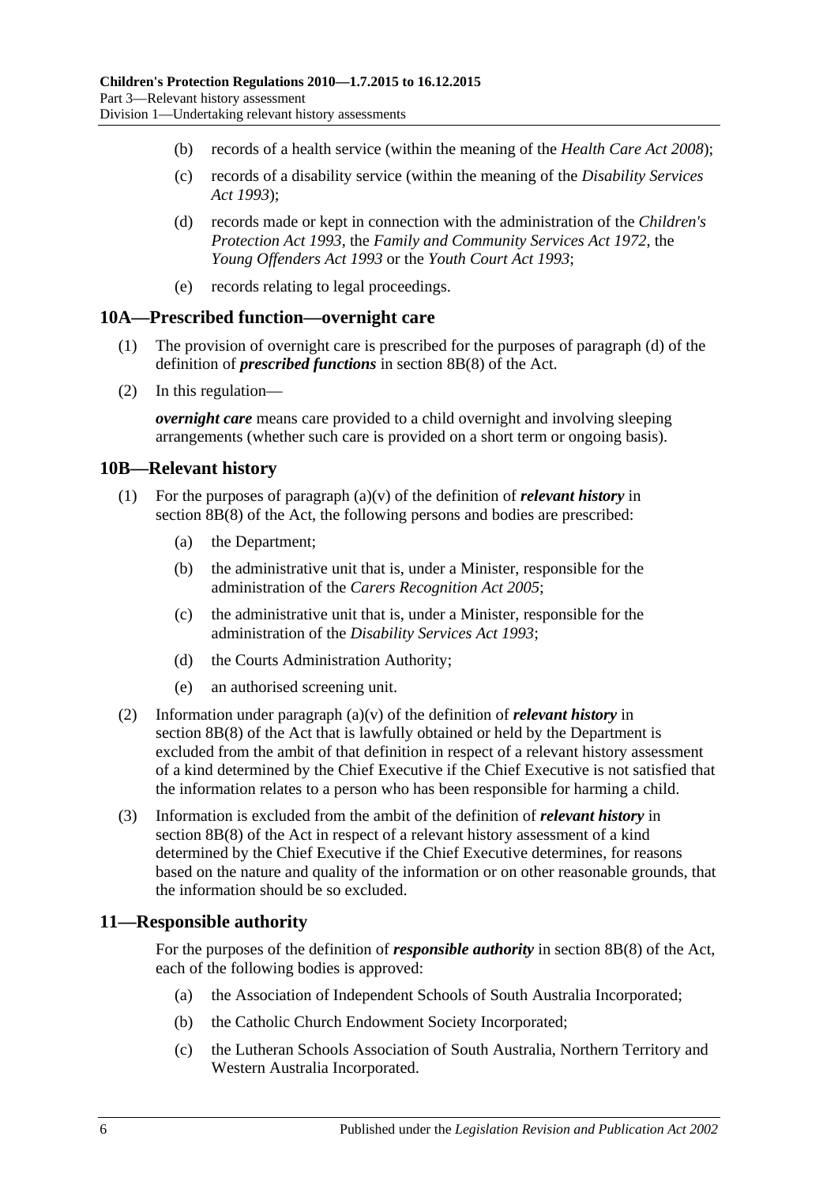- (b) records of a health service (within the meaning of the *Health Care Act 2008*);
- (c) records of a disability service (within the meaning of the *Disability Services Act 1993*);
- (d) records made or kept in connection with the administration of the *Children's Protection Act 1993*, the *Family and Community Services Act 1972*, the *Young Offenders Act 1993* or the *Youth Court Act 1993*;
- (e) records relating to legal proceedings.

## 10A—Prescribed function—overnight care

(1) The provision of overnight care is prescribed for the purposes of paragraph (d) of the definition of ***prescribed functions*** in section 8B(8) of the Act.

(2) In this regulation—

***overnight care*** means care provided to a child overnight and involving sleeping arrangements (whether such care is provided on a short term or ongoing basis).

## 10B—Relevant history

(1) For the purposes of paragraph (a)(v) of the definition of ***relevant history*** in section 8B(8) of the Act, the following persons and bodies are prescribed:

- (a) the Department;
- (b) the administrative unit that is, under a Minister, responsible for the administration of the *Carers Recognition Act 2005*;
- (c) the administrative unit that is, under a Minister, responsible for the administration of the *Disability Services Act 1993*;
- (d) the Courts Administration Authority;
- (e) an authorised screening unit.

(2) Information under paragraph (a)(v) of the definition of ***relevant history*** in section 8B(8) of the Act that is lawfully obtained or held by the Department is excluded from the ambit of that definition in respect of a relevant history assessment of a kind determined by the Chief Executive if the Chief Executive is not satisfied that the information relates to a person who has been responsible for harming a child.

(3) Information is excluded from the ambit of the definition of ***relevant history*** in section 8B(8) of the Act in respect of a relevant history assessment of a kind determined by the Chief Executive if the Chief Executive determines, for reasons based on the nature and quality of the information or on other reasonable grounds, that the information should be so excluded.

## 11—Responsible authority

For the purposes of the definition of ***responsible authority*** in section 8B(8) of the Act, each of the following bodies is approved:

- (a) the Association of Independent Schools of South Australia Incorporated;
- (b) the Catholic Church Endowment Society Incorporated;
- (c) the Lutheran Schools Association of South Australia, Northern Territory and Western Australia Incorporated.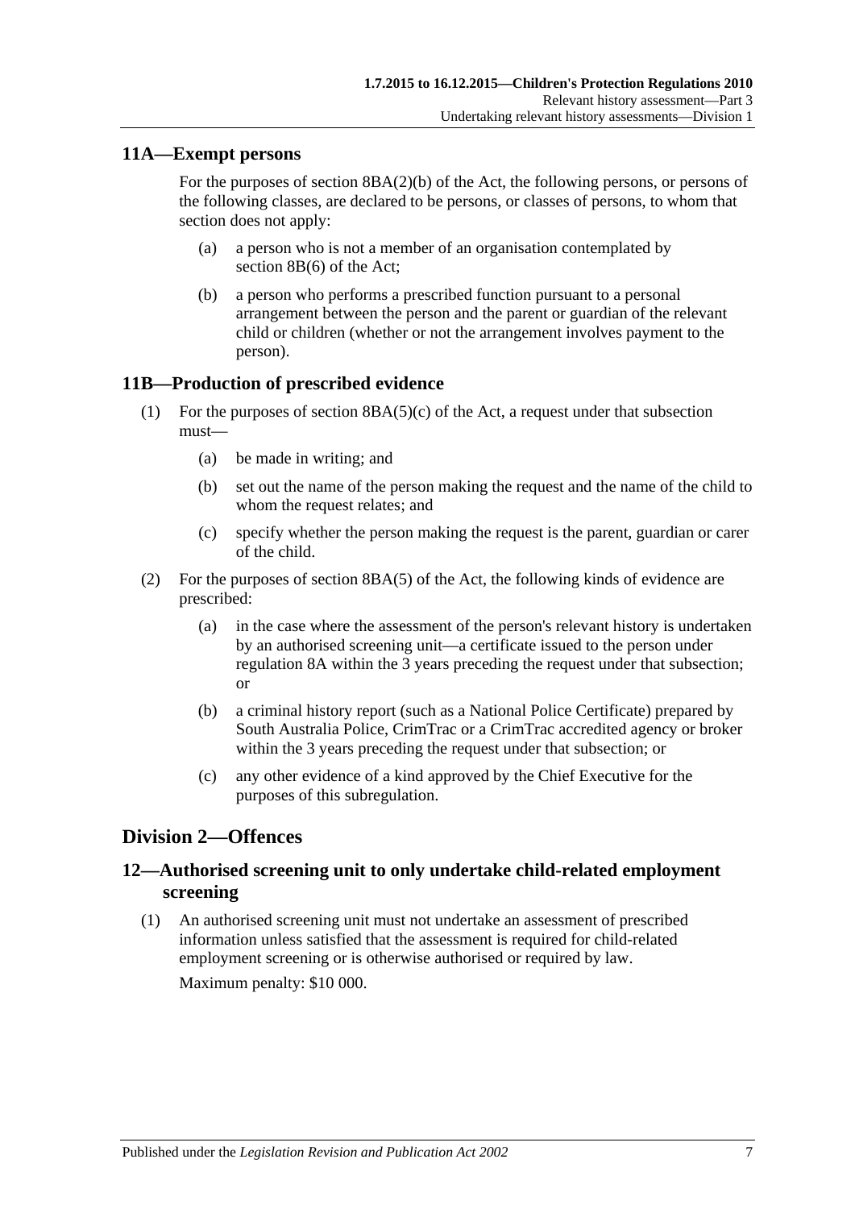## 11A—Exempt persons

For the purposes of section 8BA(2)(b) of the Act, the following persons, or persons of the following classes, are declared to be persons, or classes of persons, to whom that section does not apply:

- (a) a person who is not a member of an organisation contemplated by section 8B(6) of the Act;
- (b) a person who performs a prescribed function pursuant to a personal arrangement between the person and the parent or guardian of the relevant child or children (whether or not the arrangement involves payment to the person).

## 11B—Production of prescribed evidence

(1) For the purposes of section 8BA(5)(c) of the Act, a request under that subsection must—

- (a) be made in writing; and
- (b) set out the name of the person making the request and the name of the child to whom the request relates; and
- (c) specify whether the person making the request is the parent, guardian or carer of the child.

(2) For the purposes of section 8BA(5) of the Act, the following kinds of evidence are prescribed:

- (a) in the case where the assessment of the person's relevant history is undertaken by an authorised screening unit—a certificate issued to the person under regulation 8A within the 3 years preceding the request under that subsection; or
- (b) a criminal history report (such as a National Police Certificate) prepared by South Australia Police, CrimTrac or a CrimTrac accredited agency or broker within the 3 years preceding the request under that subsection; or
- (c) any other evidence of a kind approved by the Chief Executive for the purposes of this subregulation.

# Division 2—Offences

## 12—Authorised screening unit to only undertake child-related employment screening

(1) An authorised screening unit must not undertake an assessment of prescribed information unless satisfied that the assessment is required for child-related employment screening or is otherwise authorised or required by law.

Maximum penalty: $10 000.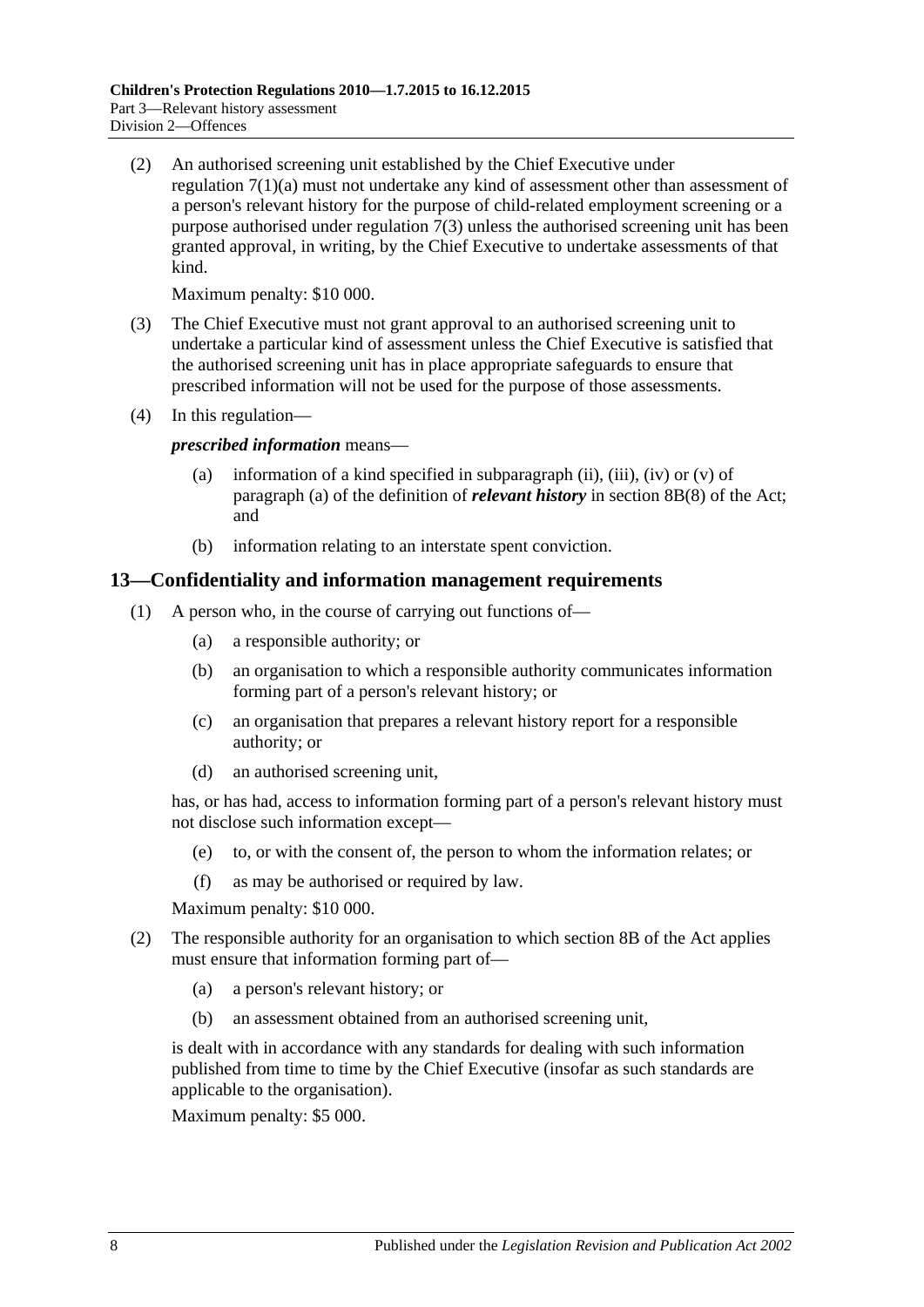(2) An authorised screening unit established by the Chief Executive under regulation 7(1)(a) must not undertake any kind of assessment other than assessment of a person's relevant history for the purpose of child-related employment screening or a purpose authorised under regulation 7(3) unless the authorised screening unit has been granted approval, in writing, by the Chief Executive to undertake assessments of that kind.

Maximum penalty: $10 000.

(3) The Chief Executive must not grant approval to an authorised screening unit to undertake a particular kind of assessment unless the Chief Executive is satisfied that the authorised screening unit has in place appropriate safeguards to ensure that prescribed information will not be used for the purpose of those assessments.

(4) In this regulation—

***prescribed information*** means—

(a) information of a kind specified in subparagraph (ii), (iii), (iv) or (v) of paragraph (a) of the definition of ***relevant history*** in section 8B(8) of the Act; and

(b) information relating to an interstate spent conviction.

## 13—Confidentiality and information management requirements

(1) A person who, in the course of carrying out functions of—

(a) a responsible authority; or

(b) an organisation to which a responsible authority communicates information forming part of a person's relevant history; or

(c) an organisation that prepares a relevant history report for a responsible authority; or

(d) an authorised screening unit,

has, or has had, access to information forming part of a person's relevant history must not disclose such information except—

(e) to, or with the consent of, the person to whom the information relates; or

(f) as may be authorised or required by law.

Maximum penalty: $10 000.

(2) The responsible authority for an organisation to which section 8B of the Act applies must ensure that information forming part of—

(a) a person's relevant history; or

(b) an assessment obtained from an authorised screening unit,

is dealt with in accordance with any standards for dealing with such information published from time to time by the Chief Executive (insofar as such standards are applicable to the organisation).

Maximum penalty: $5 000.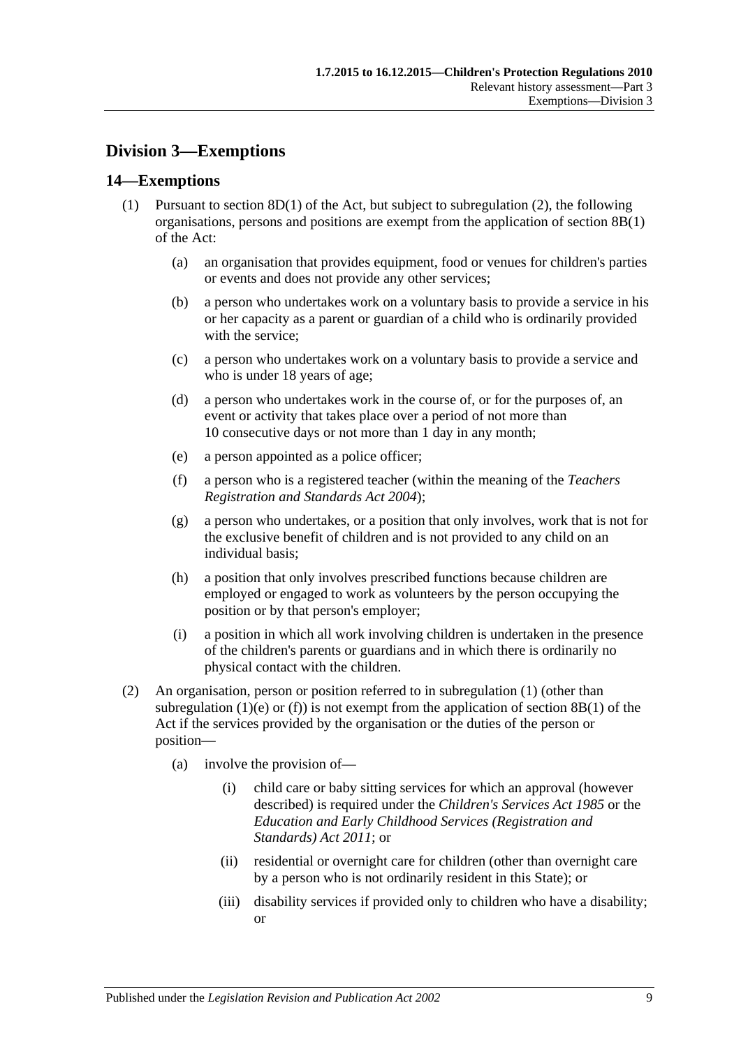## Division 3—Exemptions

### 14—Exemptions

(1) Pursuant to section 8D(1) of the Act, but subject to subregulation (2), the following organisations, persons and positions are exempt from the application of section 8B(1) of the Act:

(a) an organisation that provides equipment, food or venues for children's parties or events and does not provide any other services;

(b) a person who undertakes work on a voluntary basis to provide a service in his or her capacity as a parent or guardian of a child who is ordinarily provided with the service;

(c) a person who undertakes work on a voluntary basis to provide a service and who is under 18 years of age;

(d) a person who undertakes work in the course of, or for the purposes of, an event or activity that takes place over a period of not more than 10 consecutive days or not more than 1 day in any month;

(e) a person appointed as a police officer;

(f) a person who is a registered teacher (within the meaning of the *Teachers Registration and Standards Act 2004*);

(g) a person who undertakes, or a position that only involves, work that is not for the exclusive benefit of children and is not provided to any child on an individual basis;

(h) a position that only involves prescribed functions because children are employed or engaged to work as volunteers by the person occupying the position or by that person's employer;

(i) a position in which all work involving children is undertaken in the presence of the children's parents or guardians and in which there is ordinarily no physical contact with the children.

(2) An organisation, person or position referred to in subregulation (1) (other than subregulation (1)(e) or (f)) is not exempt from the application of section 8B(1) of the Act if the services provided by the organisation or the duties of the person or position—

(a) involve the provision of—

(i) child care or baby sitting services for which an approval (however described) is required under the *Children's Services Act 1985* or the *Education and Early Childhood Services (Registration and Standards) Act 2011*; or

(ii) residential or overnight care for children (other than overnight care by a person who is not ordinarily resident in this State); or

(iii) disability services if provided only to children who have a disability; or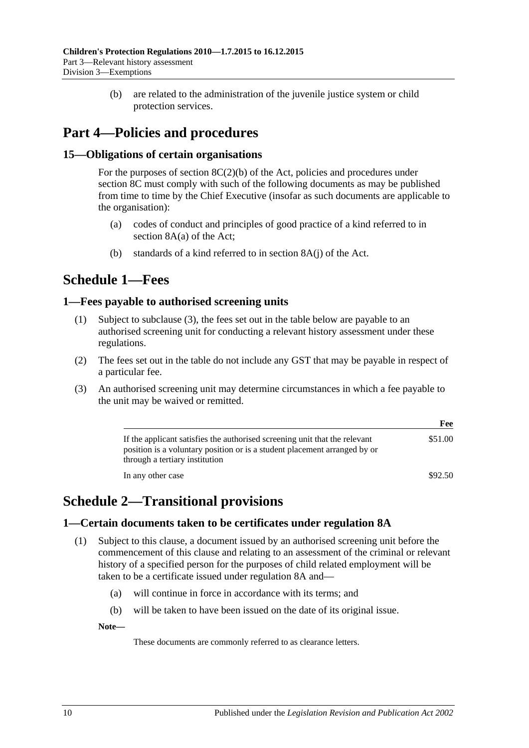(b) are related to the administration of the juvenile justice system or child protection services.

## Part 4—Policies and procedures

### 15—Obligations of certain organisations

For the purposes of section 8C(2)(b) of the Act, policies and procedures under section 8C must comply with such of the following documents as may be published from time to time by the Chief Executive (insofar as such documents are applicable to the organisation):

(a) codes of conduct and principles of good practice of a kind referred to in section 8A(a) of the Act;

(b) standards of a kind referred to in section 8A(j) of the Act.

## Schedule 1—Fees

### 1—Fees payable to authorised screening units

(1) Subject to subclause (3), the fees set out in the table below are payable to an authorised screening unit for conducting a relevant history assessment under these regulations.

(2) The fees set out in the table do not include any GST that may be payable in respect of a particular fee.

(3) An authorised screening unit may determine circumstances in which a fee payable to the unit may be waived or remitted.

| | **Fee** |
|---|---|
| If the applicant satisfies the authorised screening unit that the relevant position is a voluntary position or is a student placement arranged by or through a tertiary institution | $51.00 |
| In any other case | $92.50 |

## Schedule 2—Transitional provisions

### 1—Certain documents taken to be certificates under regulation 8A

(1) Subject to this clause, a document issued by an authorised screening unit before the commencement of this clause and relating to an assessment of the criminal or relevant history of a specified person for the purposes of child related employment will be taken to be a certificate issued under regulation 8A and—

(a) will continue in force in accordance with its terms; and

(b) will be taken to have been issued on the date of its original issue.

**Note—**

These documents are commonly referred to as clearance letters.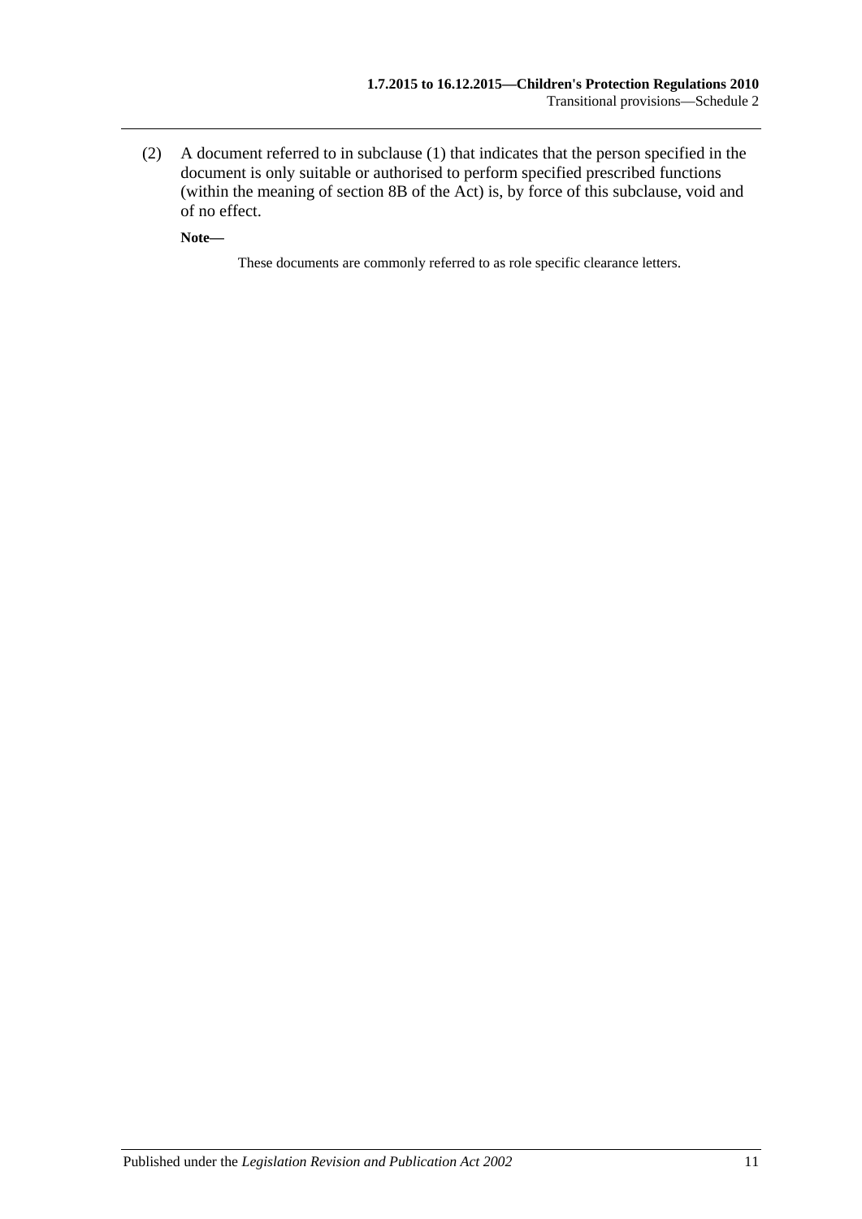(2) A document referred to in subclause (1) that indicates that the person specified in the document is only suitable or authorised to perform specified prescribed functions (within the meaning of section 8B of the Act) is, by force of this subclause, void and of no effect.

**Note—**

These documents are commonly referred to as role specific clearance letters.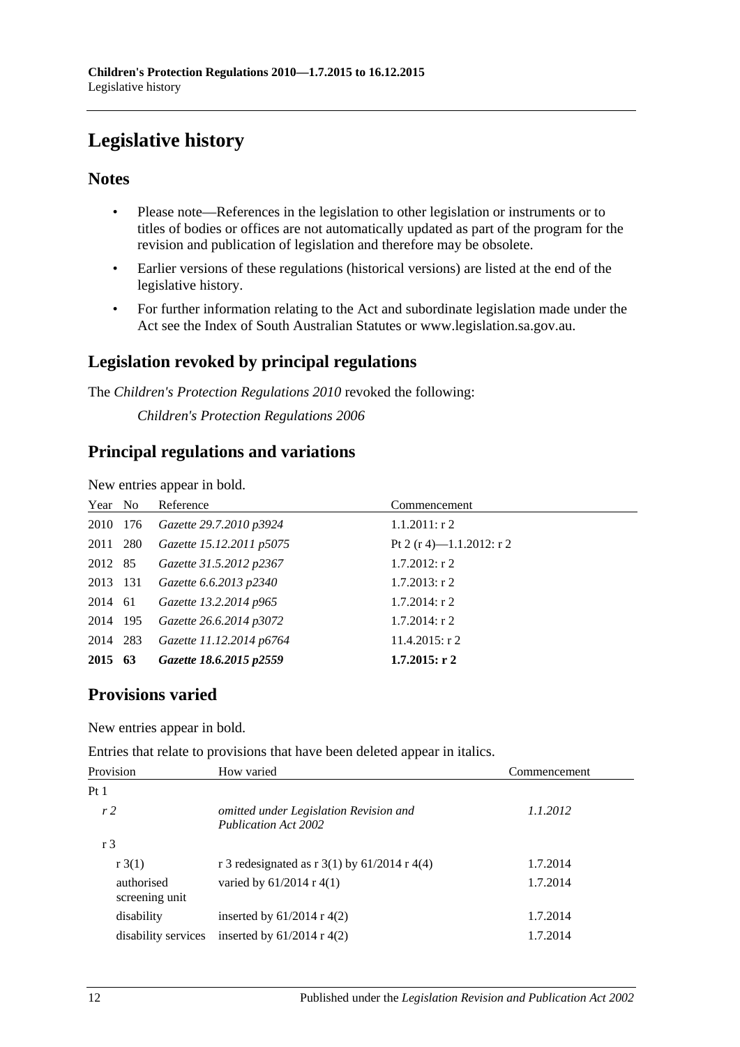# Legislative history

## Notes

- Please note—References in the legislation to other legislation or instruments or to titles of bodies or offices are not automatically updated as part of the program for the revision and publication of legislation and therefore may be obsolete.
- Earlier versions of these regulations (historical versions) are listed at the end of the legislative history.
- For further information relating to the Act and subordinate legislation made under the Act see the Index of South Australian Statutes or www.legislation.sa.gov.au.

## Legislation revoked by principal regulations

The *Children's Protection Regulations 2010* revoked the following:

*Children's Protection Regulations 2006*

## Principal regulations and variations

New entries appear in bold.

| Year | No | Reference | Commencement |
|---|---|---|---|
| 2010 | 176 | *Gazette 29.7.2010 p3924* | 1.1.2011: r 2 |
| 2011 | 280 | *Gazette 15.12.2011 p5075* | Pt 2 (r 4)—1.1.2012: r 2 |
| 2012 | 85 | *Gazette 31.5.2012 p2367* | 1.7.2012: r 2 |
| 2013 | 131 | *Gazette 6.6.2013 p2340* | 1.7.2013: r 2 |
| 2014 | 61 | *Gazette 13.2.2014 p965* | 1.7.2014: r 2 |
| 2014 | 195 | *Gazette 26.6.2014 p3072* | 1.7.2014: r 2 |
| 2014 | 283 | *Gazette 11.12.2014 p6764* | 11.4.2015: r 2 |
| **2015** | **63** | ***Gazette 18.6.2015 p2559*** | **1.7.2015: r 2** |

## Provisions varied

New entries appear in bold.

Entries that relate to provisions that have been deleted appear in italics.

| Provision | How varied | Commencement |
|---|---|---|
| Pt 1 | | |
| *r 2* | *omitted under Legislation Revision and Publication Act 2002* | *1.1.2012* |
| r 3 | | |
| r 3(1) | r 3 redesignated as r 3(1) by 61/2014 r 4(4) | 1.7.2014 |
| authorised screening unit | varied by 61/2014 r 4(1) | 1.7.2014 |
| disability | inserted by 61/2014 r 4(2) | 1.7.2014 |
| disability services | inserted by 61/2014 r 4(2) | 1.7.2014 |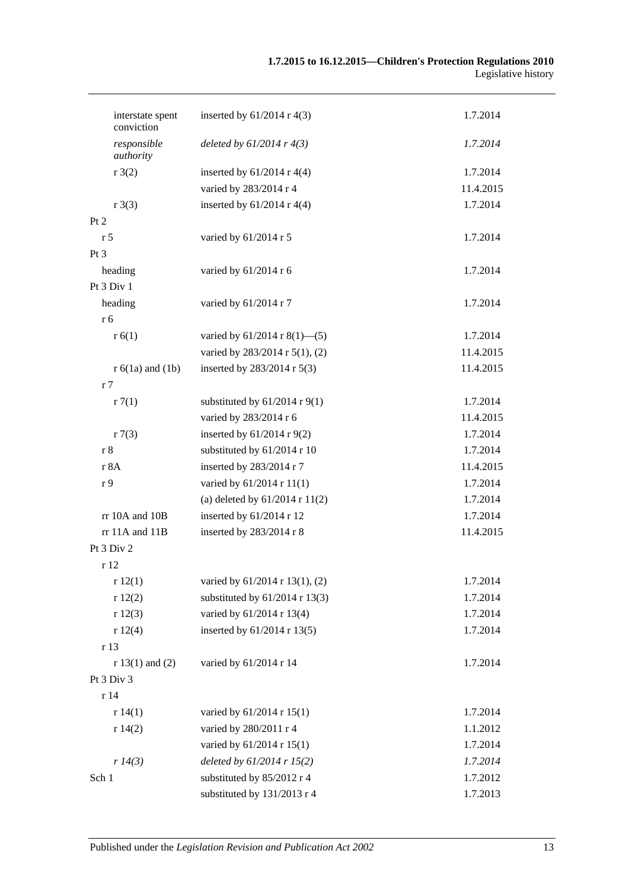| | | |
|---|---|---|
| interstate spent conviction | inserted by 61/2014 r 4(3) | 1.7.2014 |
| *responsible authority* | *deleted by 61/2014 r 4(3)* | *1.7.2014* |
| r 3(2) | inserted by 61/2014 r 4(4) | 1.7.2014 |
| | varied by 283/2014 r 4 | 11.4.2015 |
| r 3(3) | inserted by 61/2014 r 4(4) | 1.7.2014 |
| Pt 2 | | |
| r 5 | varied by 61/2014 r 5 | 1.7.2014 |
| Pt 3 | | |
| heading | varied by 61/2014 r 6 | 1.7.2014 |
| Pt 3 Div 1 | | |
| heading | varied by 61/2014 r 7 | 1.7.2014 |
| r 6 | | |
| r 6(1) | varied by 61/2014 r 8(1)—(5) | 1.7.2014 |
| | varied by 283/2014 r 5(1), (2) | 11.4.2015 |
| r 6(1a) and (1b) | inserted by 283/2014 r 5(3) | 11.4.2015 |
| r 7 | | |
| r 7(1) | substituted by 61/2014 r 9(1) | 1.7.2014 |
| | varied by 283/2014 r 6 | 11.4.2015 |
| r 7(3) | inserted by 61/2014 r 9(2) | 1.7.2014 |
| r 8 | substituted by 61/2014 r 10 | 1.7.2014 |
| r 8A | inserted by 283/2014 r 7 | 11.4.2015 |
| r 9 | varied by 61/2014 r 11(1) | 1.7.2014 |
| | (a) deleted by 61/2014 r 11(2) | 1.7.2014 |
| rr 10A and 10B | inserted by 61/2014 r 12 | 1.7.2014 |
| rr 11A and 11B | inserted by 283/2014 r 8 | 11.4.2015 |
| Pt 3 Div 2 | | |
| r 12 | | |
| r 12(1) | varied by 61/2014 r 13(1), (2) | 1.7.2014 |
| r 12(2) | substituted by 61/2014 r 13(3) | 1.7.2014 |
| r 12(3) | varied by 61/2014 r 13(4) | 1.7.2014 |
| r 12(4) | inserted by 61/2014 r 13(5) | 1.7.2014 |
| r 13 | | |
| r 13(1) and (2) | varied by 61/2014 r 14 | 1.7.2014 |
| Pt 3 Div 3 | | |
| r 14 | | |
| r 14(1) | varied by 61/2014 r 15(1) | 1.7.2014 |
| r 14(2) | varied by 280/2011 r 4 | 1.1.2012 |
| | varied by 61/2014 r 15(1) | 1.7.2014 |
| *r 14(3)* | *deleted by 61/2014 r 15(2)* | *1.7.2014* |
| Sch 1 | substituted by 85/2012 r 4 | 1.7.2012 |
| | substituted by 131/2013 r 4 | 1.7.2013 |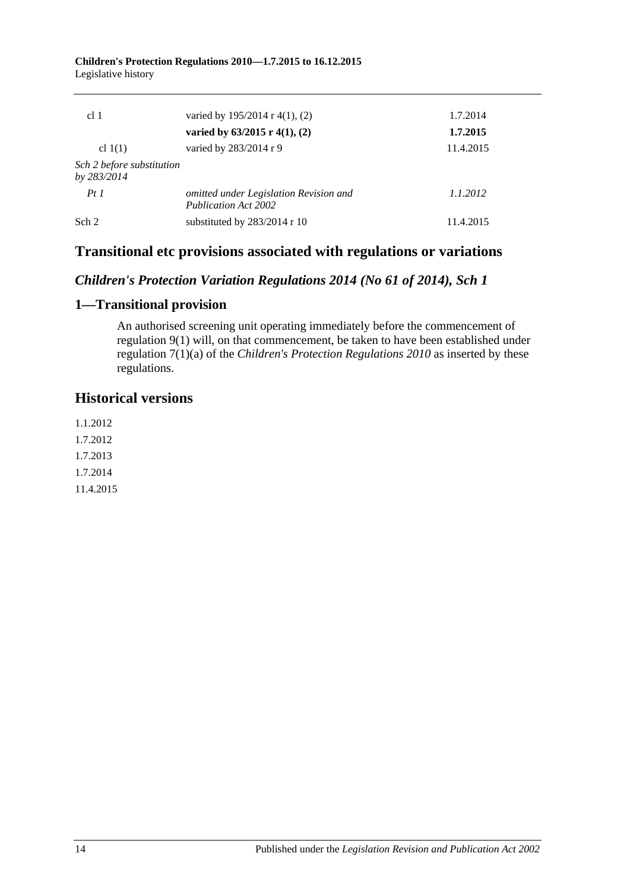| | | |
|---|---|---|
| cl 1 | varied by 195/2014 r 4(1), (2) | 1.7.2014 |
| | **varied by 63/2015 r 4(1), (2)** | **1.7.2015** |
| cl 1(1) | varied by 283/2014 r 9 | 11.4.2015 |
| *Sch 2 before substitution by 283/2014* | | |
| *Pt 1* | *omitted under Legislation Revision and Publication Act 2002* | *1.1.2012* |
| Sch 2 | substituted by 283/2014 r 10 | 11.4.2015 |

## Transitional etc provisions associated with regulations or variations

### *Children's Protection Variation Regulations 2014 (No 61 of 2014), Sch 1*

### 1—Transitional provision

An authorised screening unit operating immediately before the commencement of regulation 9(1) will, on that commencement, be taken to have been established under regulation 7(1)(a) of the *Children's Protection Regulations 2010* as inserted by these regulations.

## Historical versions

1.1.2012

1.7.2012

1.7.2013

1.7.2014

11.4.2015